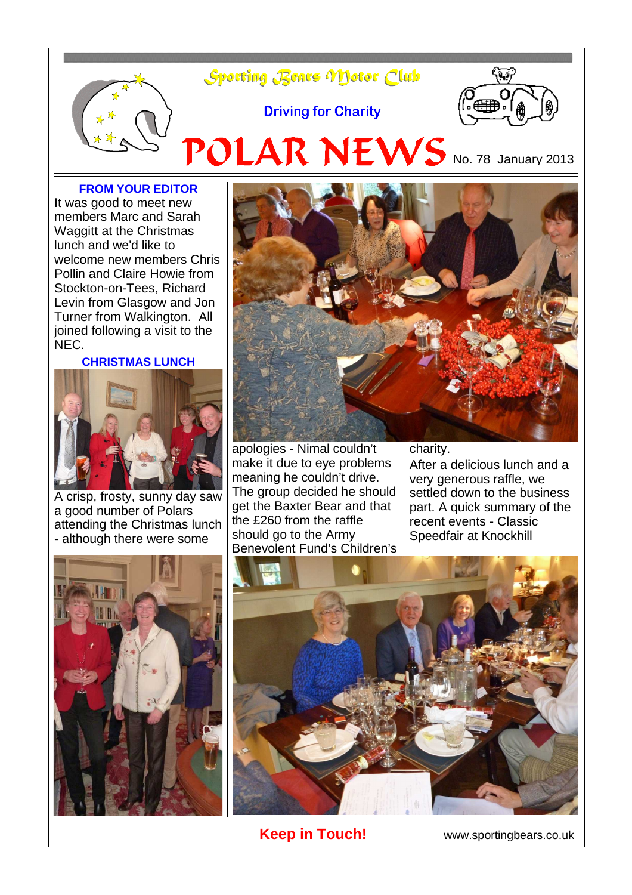# Sporting Bears Motor Club

Driving for Charity

# POLAR NEWS

No. 78 January 2013

### FROM YOUR EDITOR

It was good to meet new members Marc and Sarah Waggitt at the Christmas lunch and we'd like to welcome new members Chris Pollin and Claire Howie from Stockton-on-Tees, Richard Levin from Glasgow and Jon Turner from Walkington. All joined following a visit to the NEC.

### CHRISTMAS LUNCH

A crisp, frosty, sunny day saw a good number of Polars attending the Christmas lunch - although there were some apologies - Nimal couldn't make it due to eye problems meaning he couldn't drive. The group decided he should get the Baxter Bear and that the £260 from the raffle should go to the Army Benevolent Fund's Children's charity.

After a delicious lunch and a very generous raffle, we settled down to the business part. A quick summary of the recent events - Classic Speedfair at Knockhill

**Keep in Touch!**

www.sportingbears.co.uk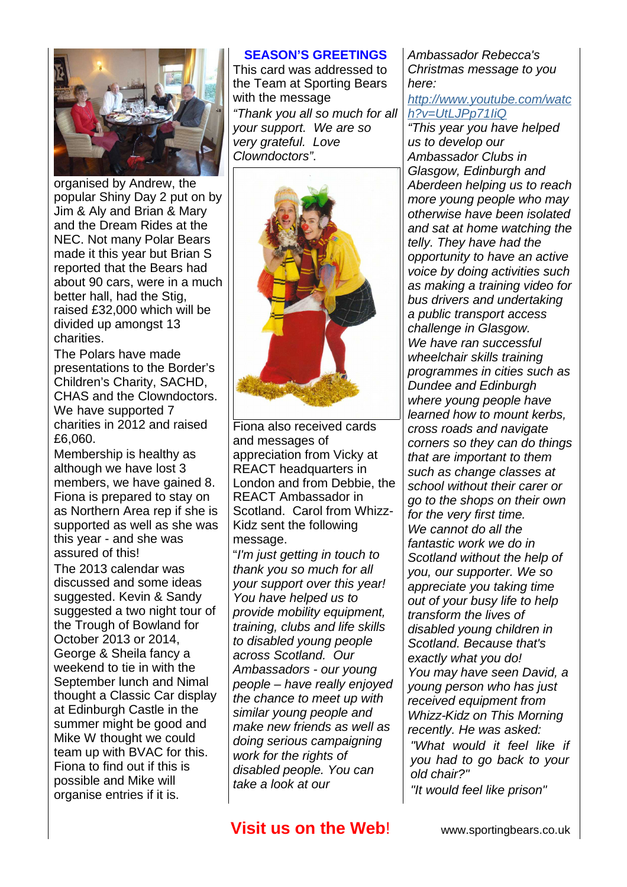organised by Andrew, the popular Shiny Day 2 put on by Jim & Aly and Brian & Mary and the Dream Rides at the NEC. Not many Polar Bears made it this year but Brian S reported that the Bears had about 90 cars, were in a much better hall, had the Stig, raised £32,000 which will be divided up amongst 13 charities.

The Polars have made presentations to the Border's Children's Charity, SACHD, CHAS and the Clowndoctors. We have supported 7 charities in 2012 and raised £6,060.

Membership is healthy as although we have lost 3 members, we have gained 8. Fiona is prepared to stay on as Northern Area rep if she is supported as well as she was this year - and she was assured of this!

The 2013 calendar was discussed and some ideas suggested. Kevin & Sandy suggested a two night tour of the Trough of Bowland for October 2013 or 2014, George & Sheila fancy a weekend to tie in with the September lunch and Nimal thought a Classic Car display at Edinburgh Castle in the summer might be good and Mike W thought we could team up with BVAC for this. Fiona to find out if this is possible and Mike will organise entries if it is.

## SEASON'S GREETINGS

This card was addressed to the Team at Sporting Bears with the message *"Thank you all so much for all your support. We are so very grateful. Love Clowndoctors"*.

Fiona also received cards and messages of appreciation from Vicky at REACT headquarters in London and from Debbie, the REACT Ambassador in Scotland. Carol from Whizz-Kidz sent the following message.

"*I'm just getting in touch to thank you so much for all your support over this year! You have helped us to provide mobility equipment, training, clubs and life skills to disabled young people across Scotland. Our Ambassadors - our young people – have really enjoyed the chance to meet up with similar young people and make new friends as well as doing serious campaigning work for the rights of disabled people. You can take a look at our Ambassador Rebecca's Christmas message to you here:*

*http://www.youtube.com/watch?v=UtLJPp71IiQ*

*"This year you have helped us to develop our Ambassador Clubs in Glasgow, Edinburgh and Aberdeen helping us to reach more young people who may otherwise have been isolated and sat at home watching the telly. They have had the opportunity to have an active voice by doing activities such as making a training video for bus drivers and undertaking a public transport access challenge in Glasgow.*

*We have ran successful wheelchair skills training programmes in cities such as Dundee and Edinburgh where young people have learned how to mount kerbs, cross roads and navigate corners so they can do things that are important to them such as change classes at school without their carer or go to the shops on their own for the very first time.*

*We cannot do all the fantastic work we do in Scotland without the help of you, our supporter. We so appreciate you taking time out of your busy life to help transform the lives of disabled young children in Scotland. Because that's exactly what you do!*

*You may have seen David, a young person who has just received equipment from Whizz-Kidz on This Morning recently. He was asked:*

*"What would it feel like if you had to go back to your old chair?"*

*"It would feel like prison"*

**Visit us on the Web!** www.sportingbears.co.uk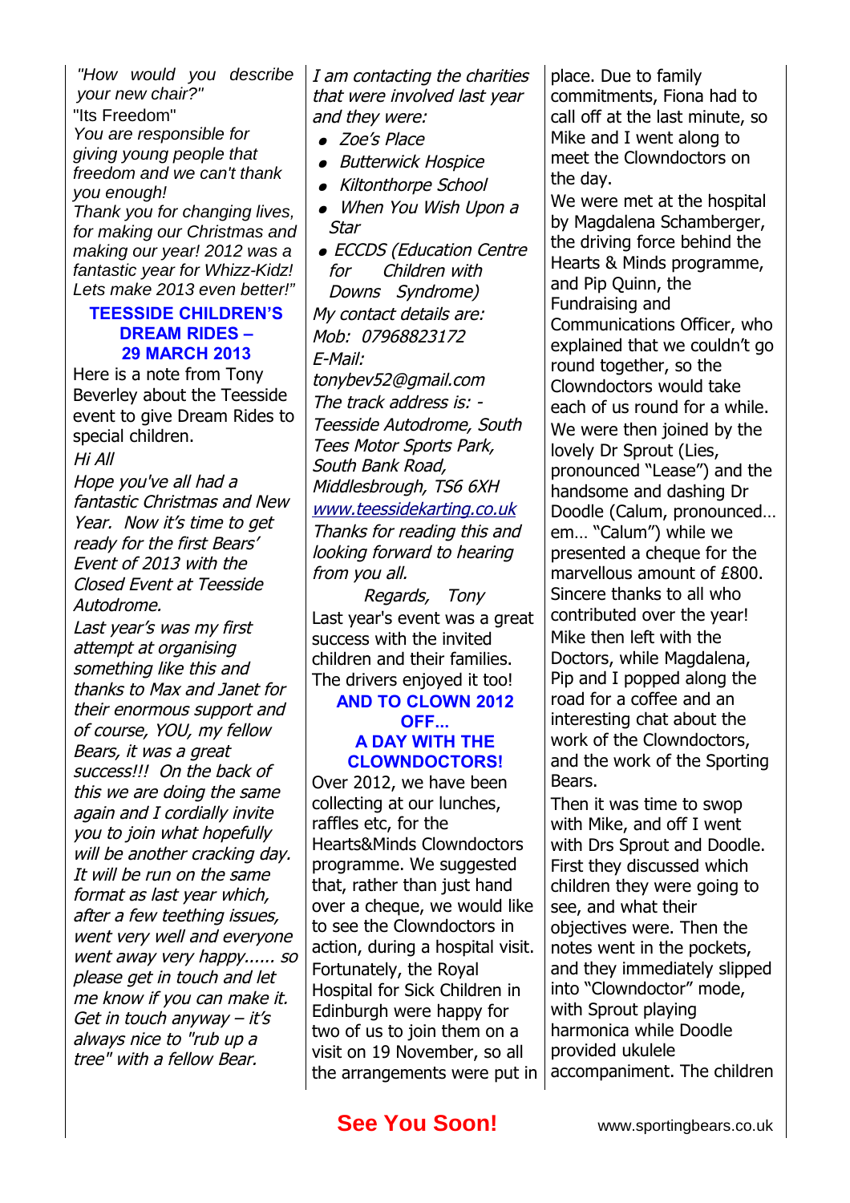*"How would you describe your new chair?"*

"Its Freedom"

*You are responsible for giving young people that freedom and we can't thank you enough!*

*Thank you for changing lives, for making our Christmas and making our year! 2012 was a fantastic year for Whizz-Kidz! Lets make 2013 even better!"*

## TEESSIDE CHILDREN'S DREAM RIDES – 29 MARCH 2013

Here is a note from Tony Beverley about the Teesside event to give Dream Rides to special children.

*Hi All*

*Hope you've all had a fantastic Christmas and New Year. Now it's time to get ready for the first Bears' Event of 2013 with the Closed Event at Teesside Autodrome.*

*Last year's was my first attempt at organising something like this and thanks to Max and Janet for their enormous support and of course, YOU, my fellow Bears, it was a great success!!! On the back of this we are doing the same again and I cordially invite you to join what hopefully will be another cracking day. It will be run on the same format as last year which, after a few teething issues, went very well and everyone went away very happy...... so please get in touch and let me know if you can make it. Get in touch anyway – it's always nice to "rub up a tree" with a fellow Bear.*

*I am contacting the charities that were involved last year and they were:*

- *Zoe's Place*
- *Butterwick Hospice*
- *Kiltonthorpe School*
- *When You Wish Upon a Star*
- *ECCDS (Education Centre for Children with Downs Syndrome)*

*My contact details are:*
*Mob: 07968823172*
*E-Mail: tonybev52@gmail.com*

*The track address is: - Teesside Autodrome, South Tees Motor Sports Park, South Bank Road, Middlesbrough, TS6 6XH*
*www.teessidekarting.co.uk*

*Thanks for reading this and looking forward to hearing from you all.*

*Regards, Tony*

Last year's event was a great success with the invited children and their families. The drivers enjoyed it too!

## AND TO CLOWN 2012 OFF… A DAY WITH THE CLOWNDOCTORS!

Over 2012, we have been collecting at our lunches, raffles etc, for the Hearts&Minds Clowndoctors programme. We suggested that, rather than just hand over a cheque, we would like to see the Clowndoctors in action, during a hospital visit. Fortunately, the Royal Hospital for Sick Children in Edinburgh were happy for two of us to join them on a visit on 19 November, so all the arrangements were put in place. Due to family commitments, Fiona had to call off at the last minute, so Mike and I went along to meet the Clowndoctors on the day.

We were met at the hospital by Magdalena Schamberger, the driving force behind the Hearts & Minds programme, and Pip Quinn, the Fundraising and Communications Officer, who explained that we couldn't go round together, so the Clowndoctors would take each of us round for a while. We were then joined by the lovely Dr Sprout (Lies, pronounced "Lease") and the handsome and dashing Dr Doodle (Calum, pronounced… em… "Calum") while we presented a cheque for the marvellous amount of £800. Sincere thanks to all who contributed over the year!

Mike then left with the Doctors, while Magdalena, Pip and I popped along the road for a coffee and an interesting chat about the work of the Clowndoctors, and the work of the Sporting Bears.

Then it was time to swop with Mike, and off I went with Drs Sprout and Doodle. First they discussed which children they were going to see, and what their objectives were. Then the notes went in the pockets, and they immediately slipped into "Clowndoctor" mode, with Sprout playing harmonica while Doodle provided ukulele accompaniment. The children

**See You Soon!**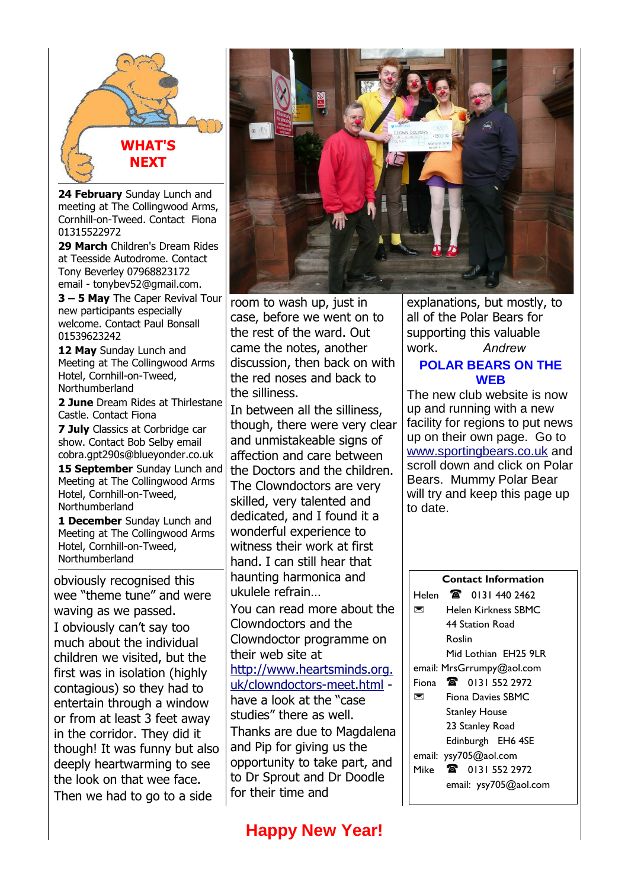## WHAT'S NEXT

**24 February** Sunday Lunch and meeting at The Collingwood Arms, Cornhill-on-Tweed. Contact Fiona 01315522972

**29 March** Children's Dream Rides at Teesside Autodrome. Contact Tony Beverley 07968823172 email - tonybev52@gmail.com.

**3 – 5 May** The Caper Revival Tour new participants especially welcome. Contact Paul Bonsall 01539623242

**12 May** Sunday Lunch and Meeting at The Collingwood Arms Hotel, Cornhill-on-Tweed, Northumberland

**2 June** Dream Rides at Thirlestane Castle. Contact Fiona

**7 July** Classics at Corbridge car show. Contact Bob Selby email cobra.gpt290s@blueyonder.co.uk

**15 September** Sunday Lunch and Meeting at The Collingwood Arms Hotel, Cornhill-on-Tweed, Northumberland

**1 December** Sunday Lunch and Meeting at The Collingwood Arms Hotel, Cornhill-on-Tweed, Northumberland

obviously recognised this wee "theme tune" and were waving as we passed.

I obviously can't say too much about the individual children we visited, but the first was in isolation (highly contagious) so they had to entertain through a window or from at least 3 feet away in the corridor. They did it though! It was funny but also deeply heartwarming to see the look on that wee face. Then we had to go to a side room to wash up, just in case, before we went on to the rest of the ward. Out came the notes, another discussion, then back on with the red noses and back to the silliness.

In between all the silliness, though, there were very clear and unmistakeable signs of affection and care between the Doctors and the children. The Clowndoctors are very skilled, very talented and dedicated, and I found it a wonderful experience to witness their work at first hand. I can still hear that haunting harmonica and ukulele refrain…

You can read more about the Clowndoctors and the Clowndoctor programme on their web site at http://www.heartsminds.org.uk/clowndoctors-meet.html - have a look at the "case studies" there as well.

Thanks are due to Magdalena and Pip for giving us the opportunity to take part, and to Dr Sprout and Dr Doodle for their time and explanations, but mostly, to all of the Polar Bears for supporting this valuable work. *Andrew*

## POLAR BEARS ON THE WEB

The new club website is now up and running with a new facility for regions to put news up on their own page. Go to www.sportingbears.co.uk and scroll down and click on Polar Bears. Mummy Polar Bear will try and keep this page up to date.

**Contact Information**

Helen ☎ 0131 440 2462
✉ Helen Kirkness SBMC
44 Station Road
Roslin
Mid Lothian EH25 9LR
email: MrsGrrumpy@aol.com

Fiona ☎ 0131 552 2972
✉ Fiona Davies SBMC
Stanley House
23 Stanley Road
Edinburgh EH6 4SE
email: ysy705@aol.com

Mike ☎ 0131 552 2972
email: ysy705@aol.com

**Happy New Year!**